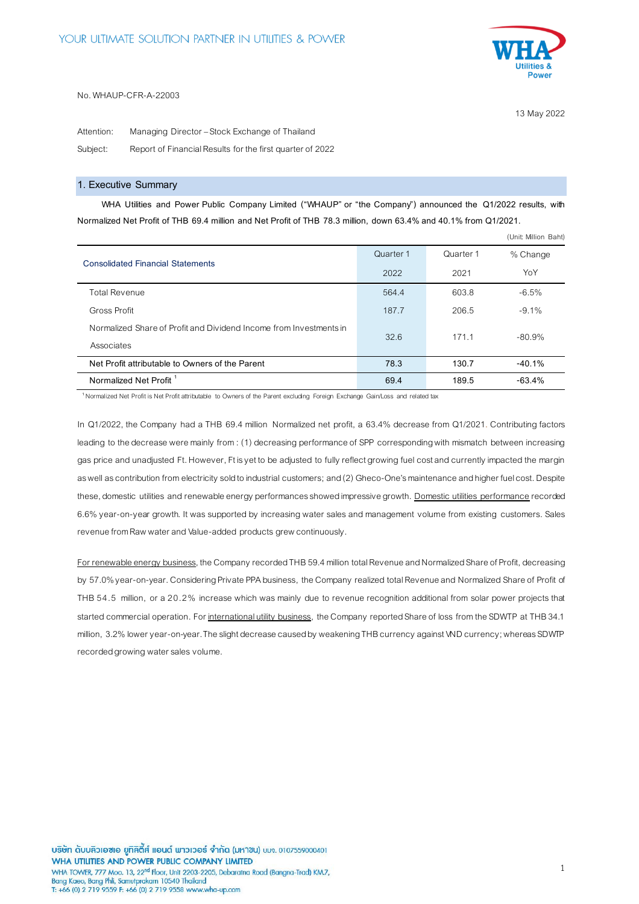No. WHAUP-CFR-A-22003

13 May 2022

Attention: Managing Director – Stock Exchange of Thailand

Subject: Report of Financial Results for the first quarter of 2022

## 1. Executive Summary

WHA Utilities and Power Public Company Limited ("WHAUP" or "the Company") announced the Q1/2022 results, with Normalized Net Profit of THB 69.4 million and Net Profit of THB 78.3 million, down 63.4% and 40.1% from Q1/2021.

(Unit: Million Baht)

| Consolidated Financial Statements | Quarter 1 2022 | Quarter 1 2021 | % Change YoY |
|---|---|---|---|
| Total Revenue | 564.4 | 603.8 | -6.5% |
| Gross Profit | 187.7 | 206.5 | -9.1% |
| Normalized Share of Profit and Dividend Income from Investments in Associates | 32.6 | 171.1 | -80.9% |
| Net Profit attributable to Owners of the Parent | 78.3 | 130.7 | -40.1% |
| Normalized Net Profit [1] | 69.4 | 189.5 | -63.4% |

[1] Normalized Net Profit is Net Profit attributable to Owners of the Parent excluding Foreign Exchange Gain/Loss and related tax

In Q1/2022, the Company had a THB 69.4 million Normalized net profit, a 63.4% decrease from Q1/2021. Contributing factors leading to the decrease were mainly from : (1) decreasing performance of SPP corresponding with mismatch between increasing gas price and unadjusted Ft. However, Ft is yet to be adjusted to fully reflect growing fuel cost and currently impacted the margin as well as contribution from electricity sold to industrial customers; and (2) Gheco-One's maintenance and higher fuel cost. Despite these, domestic utilities and renewable energy performances showed impressive growth. Domestic utilities performance recorded 6.6% year-on-year growth. It was supported by increasing water sales and management volume from existing customers. Sales revenue from Raw water and Value-added products grew continuously.

For renewable energy business, the Company recorded THB 59.4 million total Revenue and Normalized Share of Profit, decreasing by 57.0% year-on-year. Considering Private PPA business, the Company realized total Revenue and Normalized Share of Profit of THB 54.5 million, or a 20.2% increase which was mainly due to revenue recognition additional from solar power projects that started commercial operation. For international utility business, the Company reported Share of loss from the SDWTP at THB 34.1 million, 3.2% lower year-on-year. The slight decrease caused by weakening THB currency against VND currency; whereas SDWTP recorded growing water sales volume.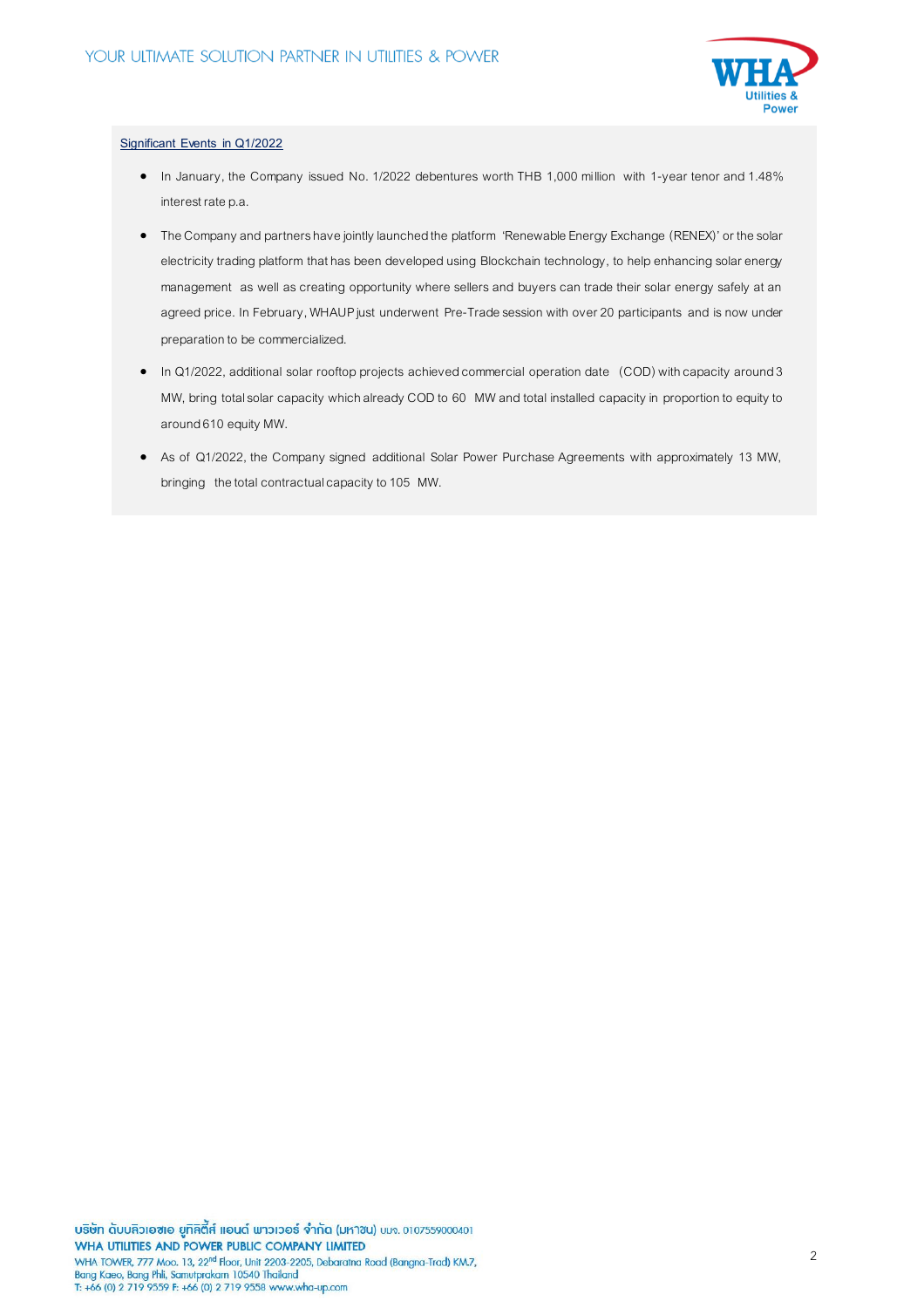## Significant Events in Q1/2022

- In January, the Company issued No. 1/2022 debentures worth THB 1,000 million with 1-year tenor and 1.48% interest rate p.a.
- The Company and partners have jointly launched the platform 'Renewable Energy Exchange (RENEX)' or the solar electricity trading platform that has been developed using Blockchain technology, to help enhancing solar energy management as well as creating opportunity where sellers and buyers can trade their solar energy safely at an agreed price. In February, WHAUP just underwent Pre-Trade session with over 20 participants and is now under preparation to be commercialized.
- In Q1/2022, additional solar rooftop projects achieved commercial operation date (COD) with capacity around 3 MW, bring total solar capacity which already COD to 60 MW and total installed capacity in proportion to equity to around 610 equity MW.
- As of Q1/2022, the Company signed additional Solar Power Purchase Agreements with approximately 13 MW, bringing the total contractual capacity to 105 MW.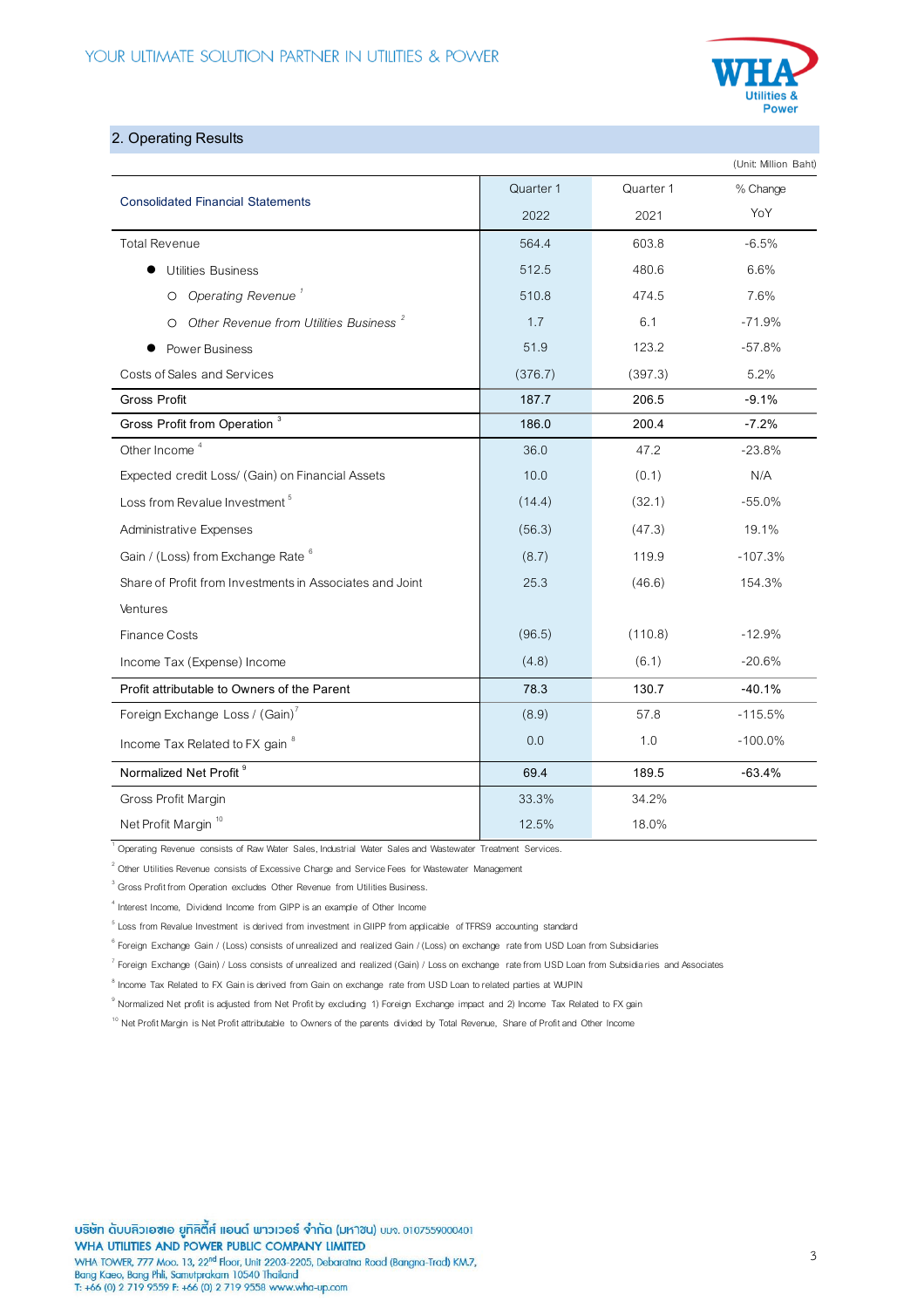## 2. Operating Results

(Unit: Million Baht)

| Consolidated Financial Statements | Quarter 1 2022 | Quarter 1 2021 | % Change YoY |
|---|---|---|---|
| Total Revenue | 564.4 | 603.8 | -6.5% |
| ● Utilities Business | 512.5 | 480.6 | 6.6% |
| ○ *Operating Revenue* [1] | 510.8 | 474.5 | 7.6% |
| ○ *Other Revenue from Utilities Business* [2] | 1.7 | 6.1 | -71.9% |
| ● Power Business | 51.9 | 123.2 | -57.8% |
| Costs of Sales and Services | (376.7) | (397.3) | 5.2% |
| Gross Profit | 187.7 | 206.5 | -9.1% |
| Gross Profit from Operation [3] | 186.0 | 200.4 | -7.2% |
| Other Income [4] | 36.0 | 47.2 | -23.8% |
| Expected credit Loss/ (Gain) on Financial Assets | 10.0 | (0.1) | N/A |
| Loss from Revalue Investment [5] | (14.4) | (32.1) | -55.0% |
| Administrative Expenses | (56.3) | (47.3) | 19.1% |
| Gain / (Loss) from Exchange Rate [6] | (8.7) | 119.9 | -107.3% |
| Share of Profit from Investments in Associates and Joint Ventures | 25.3 | (46.6) | 154.3% |
| Finance Costs | (96.5) | (110.8) | -12.9% |
| Income Tax (Expense) Income | (4.8) | (6.1) | -20.6% |
| Profit attributable to Owners of the Parent | 78.3 | 130.7 | -40.1% |
| Foreign Exchange Loss / (Gain) [7] | (8.9) | 57.8 | -115.5% |
| Income Tax Related to FX gain [8] | 0.0 | 1.0 | -100.0% |
| Normalized Net Profit [9] | 69.4 | 189.5 | -63.4% |
| Gross Profit Margin | 33.3% | 34.2% | |
| Net Profit Margin [10] | 12.5% | 18.0% | |

[1] Operating Revenue consists of Raw Water Sales, Industrial Water Sales and Wastewater Treatment Services.

[2] Other Utilities Revenue consists of Excessive Charge and Service Fees for Wastewater Management

[3] Gross Profit from Operation excludes Other Revenue from Utilities Business.

[4] Interest Income, Dividend Income from GIPP is an example of Other Income

[5] Loss from Revalue Investment is derived from investment in GIIPP from applicable of TFRS9 accounting standard

[6] Foreign Exchange Gain / (Loss) consists of unrealized and realized Gain / (Loss) on exchange rate from USD Loan from Subsidiaries

[7] Foreign Exchange (Gain) / Loss consists of unrealized and realized (Gain) / Loss on exchange rate from USD Loan from Subsidiaries and Associates

[8] Income Tax Related to FX Gain is derived from Gain on exchange rate from USD Loan to related parties at WUPIN

[9] Normalized Net profit is adjusted from Net Profit by excluding 1) Foreign Exchange impact and 2) Income Tax Related to FX gain

[10] Net Profit Margin is Net Profit attributable to Owners of the parents divided by Total Revenue, Share of Profit and Other Income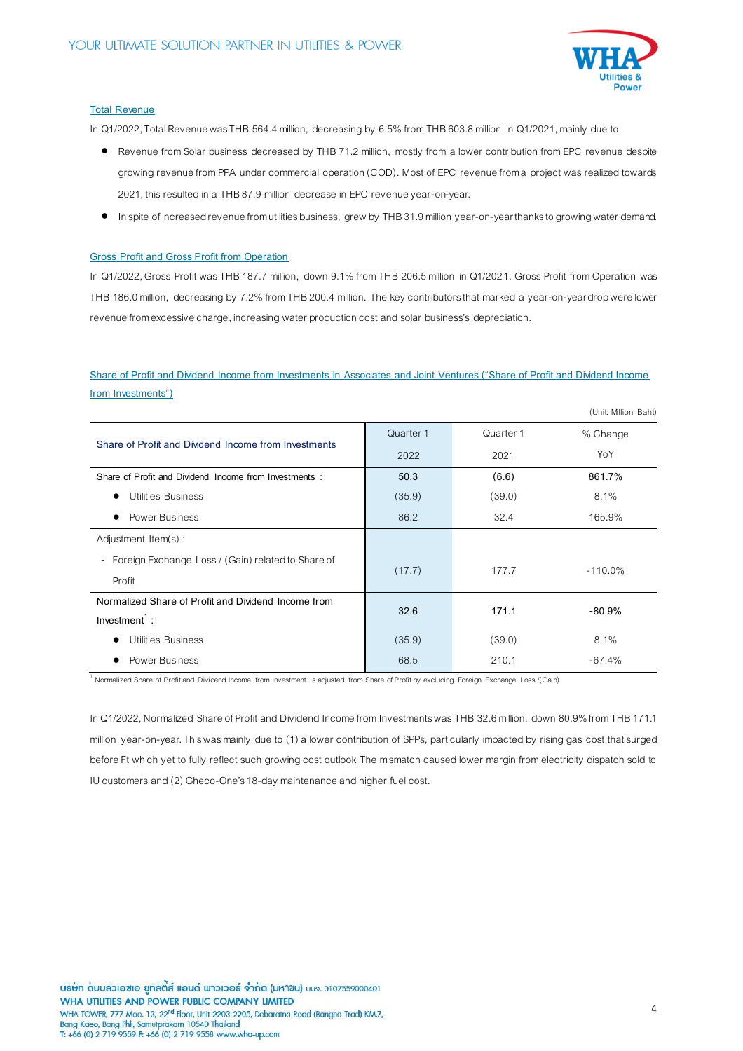## Total Revenue

In Q1/2022, Total Revenue was THB 564.4 million, decreasing by 6.5% from THB 603.8 million in Q1/2021, mainly due to

- Revenue from Solar business decreased by THB 71.2 million, mostly from a lower contribution from EPC revenue despite growing revenue from PPA under commercial operation (COD). Most of EPC revenue from a project was realized towards 2021, this resulted in a THB 87.9 million decrease in EPC revenue year-on-year.
- In spite of increased revenue from utilities business, grew by THB 31.9 million year-on-year thanks to growing water demand.

## Gross Profit and Gross Profit from Operation

In Q1/2022, Gross Profit was THB 187.7 million, down 9.1% from THB 206.5 million in Q1/2021. Gross Profit from Operation was THB 186.0 million, decreasing by 7.2% from THB 200.4 million. The key contributors that marked a year-on-year drop were lower revenue from excessive charge, increasing water production cost and solar business's depreciation.

## Share of Profit and Dividend Income from Investments in Associates and Joint Ventures ("Share of Profit and Dividend Income from Investments")

(Unit: Million Baht)

| Share of Profit and Dividend Income from Investments | Quarter 1 2022 | Quarter 1 2021 | % Change YoY |
|---|---|---|---|
| Share of Profit and Dividend Income from Investments : | 50.3 | (6.6) | 861.7% |
| • Utilities Business | (35.9) | (39.0) | 8.1% |
| • Power Business | 86.2 | 32.4 | 165.9% |
| Adjustment Item(s) : | | | |
| - Foreign Exchange Loss / (Gain) related to Share of Profit | (17.7) | 177.7 | -110.0% |
| Normalized Share of Profit and Dividend Income from Investment[1] : | 32.6 | 171.1 | -80.9% |
| • Utilities Business | (35.9) | (39.0) | 8.1% |
| • Power Business | 68.5 | 210.1 | -67.4% |

[1] Normalized Share of Profit and Dividend Income from Investment is adjusted from Share of Profit by excluding Foreign Exchange Loss /(Gain)

In Q1/2022, Normalized Share of Profit and Dividend Income from Investments was THB 32.6 million, down 80.9% from THB 171.1 million year-on-year. This was mainly due to (1) a lower contribution of SPPs, particularly impacted by rising gas cost that surged before Ft which yet to fully reflect such growing cost outlook The mismatch caused lower margin from electricity dispatch sold to IU customers and (2) Gheco-One's 18-day maintenance and higher fuel cost.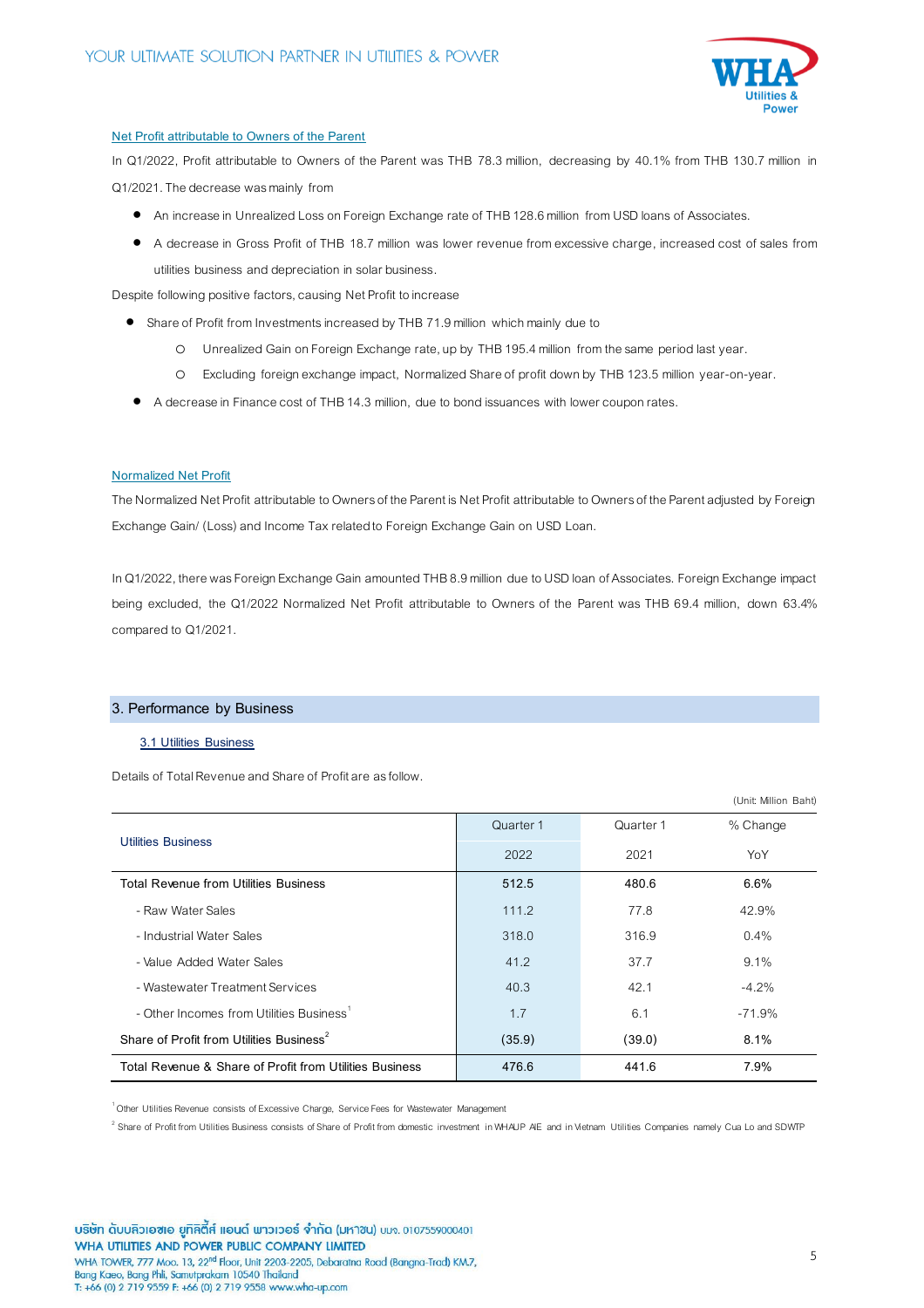Net Profit attributable to Owners of the Parent

In Q1/2022, Profit attributable to Owners of the Parent was THB 78.3 million, decreasing by 40.1% from THB 130.7 million in Q1/2021. The decrease was mainly from

- An increase in Unrealized Loss on Foreign Exchange rate of THB 128.6 million from USD loans of Associates.
- A decrease in Gross Profit of THB 18.7 million was lower revenue from excessive charge, increased cost of sales from utilities business and depreciation in solar business.

Despite following positive factors, causing Net Profit to increase

- Share of Profit from Investments increased by THB 71.9 million which mainly due to
    - Unrealized Gain on Foreign Exchange rate, up by THB 195.4 million from the same period last year.
    - Excluding foreign exchange impact, Normalized Share of profit down by THB 123.5 million year-on-year.
- A decrease in Finance cost of THB 14.3 million, due to bond issuances with lower coupon rates.

Normalized Net Profit

The Normalized Net Profit attributable to Owners of the Parent is Net Profit attributable to Owners of the Parent adjusted by Foreign Exchange Gain/ (Loss) and Income Tax related to Foreign Exchange Gain on USD Loan.

In Q1/2022, there was Foreign Exchange Gain amounted THB 8.9 million due to USD loan of Associates. Foreign Exchange impact being excluded, the Q1/2022 Normalized Net Profit attributable to Owners of the Parent was THB 69.4 million, down 63.4% compared to Q1/2021.

## 3. Performance by Business

### 3.1 Utilities Business

Details of Total Revenue and Share of Profit are as follow.

(Unit: Million Baht)

| Utilities Business | Quarter 1 | Quarter 1 | % Change |
|---|---|---|---|
| | 2022 | 2021 | YoY |
| Total Revenue from Utilities Business | 512.5 | 480.6 | 6.6% |
| - Raw Water Sales | 111.2 | 77.8 | 42.9% |
| - Industrial Water Sales | 318.0 | 316.9 | 0.4% |
| - Value Added Water Sales | 41.2 | 37.7 | 9.1% |
| - Wastewater Treatment Services | 40.3 | 42.1 | -4.2% |
| - Other Incomes from Utilities Business[1] | 1.7 | 6.1 | -71.9% |
| Share of Profit from Utilities Business[2] | (35.9) | (39.0) | 8.1% |
| Total Revenue & Share of Profit from Utilities Business | 476.6 | 441.6 | 7.9% |

[1] Other Utilities Revenue consists of Excessive Charge, Service Fees for Wastewater Management

[2] Share of Profit from Utilities Business consists of Share of Profit from domestic investment in WHAUP AIE and in Vietnam Utilities Companies namely Cua Lo and SDWTP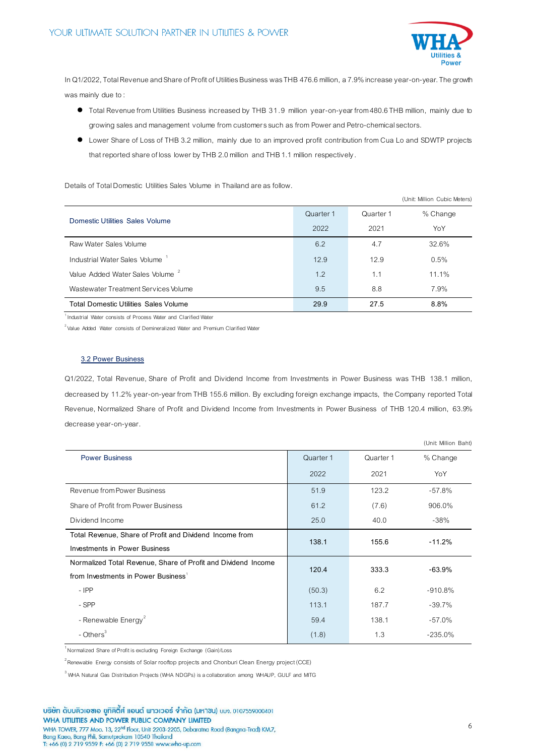In Q1/2022, Total Revenue and Share of Profit of Utilities Business was THB 476.6 million, a 7.9% increase year-on-year. The growth was mainly due to :

- Total Revenue from Utilities Business increased by THB 31.9 million year-on-year from 480.6 THB million, mainly due to growing sales and management volume from customers such as from Power and Petro-chemical sectors.
- Lower Share of Loss of THB 3.2 million, mainly due to an improved profit contribution from Cua Lo and SDWTP projects that reported share of loss lower by THB 2.0 million and THB 1.1 million respectively.

Details of Total Domestic Utilities Sales Volume in Thailand are as follow.

(Unit: Million Cubic Meters)

| Domestic Utilities Sales Volume | Quarter 1 2022 | Quarter 1 2021 | % Change YoY |
|---|---|---|---|
| Raw Water Sales Volume | 6.2 | 4.7 | 32.6% |
| Industrial Water Sales Volume [1] | 12.9 | 12.9 | 0.5% |
| Value Added Water Sales Volume [2] | 1.2 | 1.1 | 11.1% |
| Wastewater Treatment Services Volume | 9.5 | 8.8 | 7.9% |
| Total Domestic Utilities Sales Volume | 29.9 | 27.5 | 8.8% |

[1] Industrial Water consists of Process Water and Clarified Water

[2] Value Added Water consists of Demineralized Water and Premium Clarified Water

### 3.2 Power Business

Q1/2022, Total Revenue, Share of Profit and Dividend Income from Investments in Power Business was THB 138.1 million, decreased by 11.2% year-on-year from THB 155.6 million. By excluding foreign exchange impacts, the Company reported Total Revenue, Normalized Share of Profit and Dividend Income from Investments in Power Business of THB 120.4 million, 63.9% decrease year-on-year.

(Unit: Million Baht)

| Power Business | Quarter 1 2022 | Quarter 1 2021 | % Change YoY |
|---|---|---|---|
| Revenue from Power Business | 51.9 | 123.2 | -57.8% |
| Share of Profit from Power Business | 61.2 | (7.6) | 906.0% |
| Dividend Income | 25.0 | 40.0 | -38% |
| Total Revenue, Share of Profit and Dividend Income from Investments in Power Business | 138.1 | 155.6 | -11.2% |
| Normalized Total Revenue, Share of Profit and Dividend Income from Investments in Power Business[1] | 120.4 | 333.3 | -63.9% |
| - IPP | (50.3) | 6.2 | -910.8% |
| - SPP | 113.1 | 187.7 | -39.7% |
| - Renewable Energy[2] | 59.4 | 138.1 | -57.0% |
| - Others[3] | (1.8) | 1.3 | -235.0% |

[1] Normalized Share of Profit is excluding Foreign Exchange (Gain)/Loss

[2] Renewable Energy consists of Solar rooftop projects and Chonburi Clean Energy project (CCE)

[3] WHA Natural Gas Distribution Projects (WHA NDGPs) is a collaboration among WHAUP, GULF and MITG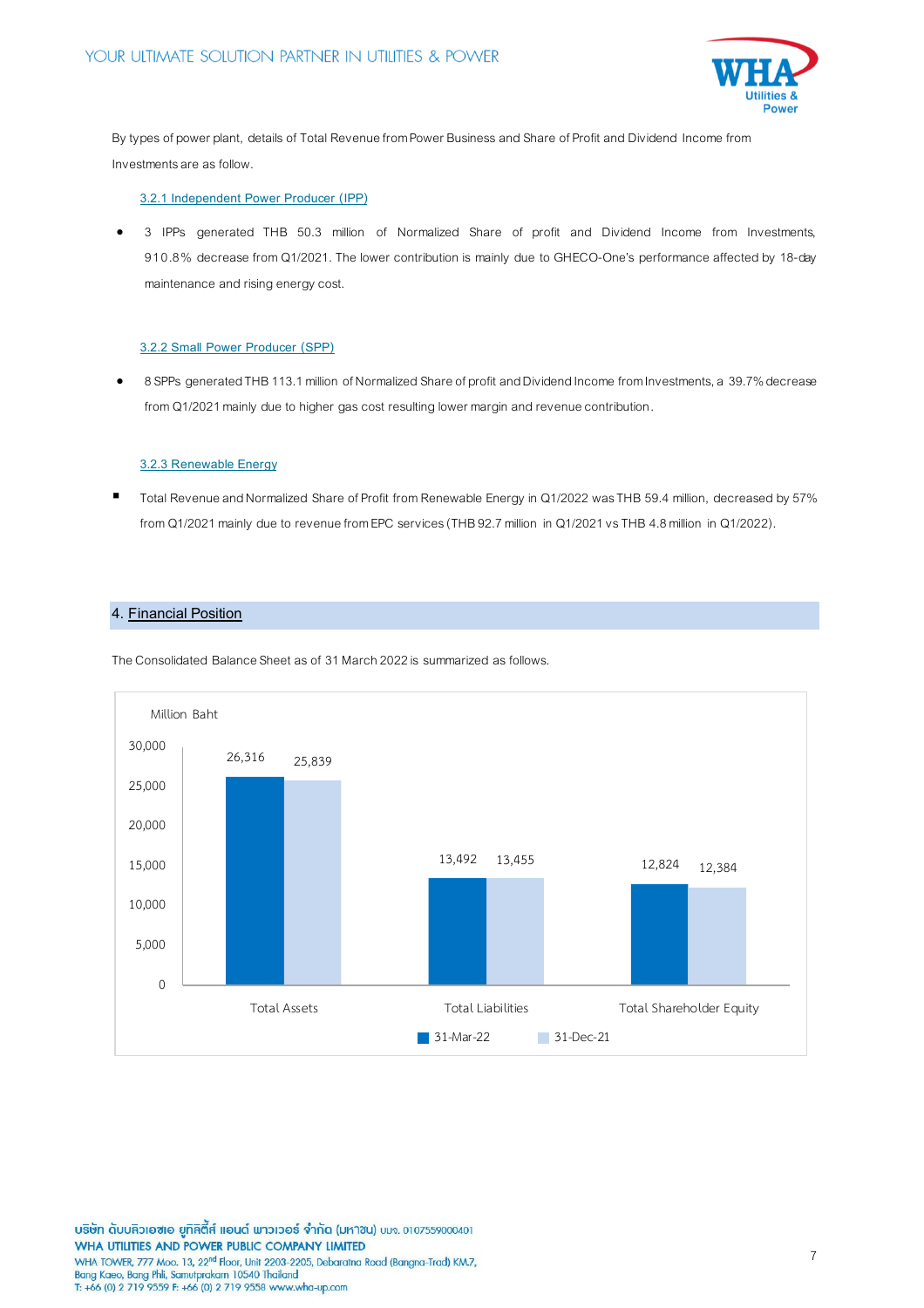By types of power plant, details of Total Revenue from Power Business and Share of Profit and Dividend Income from Investments are as follow.

### 3.2.1 Independent Power Producer (IPP)

- 3 IPPs generated THB 50.3 million of Normalized Share of profit and Dividend Income from Investments, 910.8% decrease from Q1/2021. The lower contribution is mainly due to GHECO-One's performance affected by 18-day maintenance and rising energy cost.

### 3.2.2 Small Power Producer (SPP)

- 8 SPPs generated THB 113.1 million of Normalized Share of profit and Dividend Income from Investments, a 39.7% decrease from Q1/2021 mainly due to higher gas cost resulting lower margin and revenue contribution.

### 3.2.3 Renewable Energy

- Total Revenue and Normalized Share of Profit from Renewable Energy in Q1/2022 was THB 59.4 million, decreased by 57% from Q1/2021 mainly due to revenue from EPC services (THB 92.7 million in Q1/2021 vs THB 4.8 million in Q1/2022).

## 4. Financial Position

The Consolidated Balance Sheet as of 31 March 2022 is summarized as follows.

Million Baht

| | 31-Mar-22 | 31-Dec-21 |
|---|---|---|
| Total Assets | 26,316 | 25,839 |
| Total Liabilities | 13,492 | 13,455 |
| Total Shareholder Equity | 12,824 | 12,384 |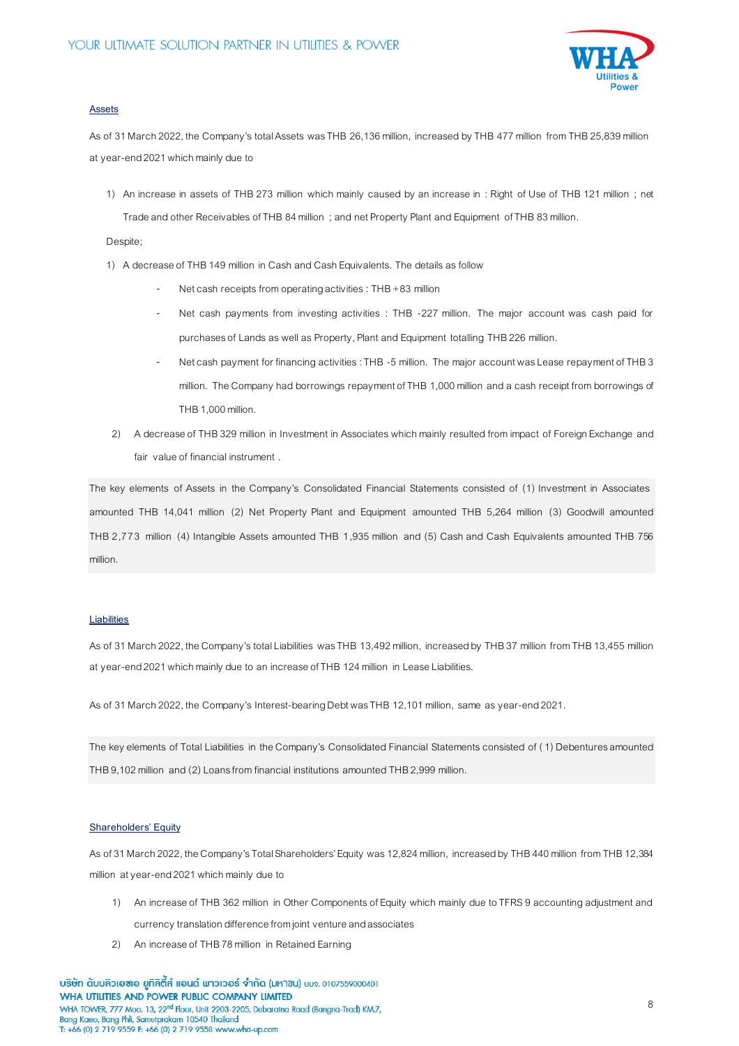<u>Assets</u>

As of 31 March 2022, the Company's total Assets was THB 26,136 million, increased by THB 477 million from THB 25,839 million at year-end 2021 which mainly due to

1) An increase in assets of THB 273 million which mainly caused by an increase in : Right of Use of THB 121 million ; net Trade and other Receivables of THB 84 million ; and net Property Plant and Equipment of THB 83 million.

Despite;

1) A decrease of THB 149 million in Cash and Cash Equivalents. The details as follow
   - Net cash receipts from operating activities : THB +83 million
   - Net cash payments from investing activities : THB -227 million. The major account was cash paid for purchases of Lands as well as Property, Plant and Equipment totalling THB 226 million.
   - Net cash payment for financing activities : THB -5 million. The major account was Lease repayment of THB 3 million. The Company had borrowings repayment of THB 1,000 million and a cash receipt from borrowings of THB 1,000 million.
2) A decrease of THB 329 million in Investment in Associates which mainly resulted from impact of Foreign Exchange and fair value of financial instrument .

The key elements of Assets in the Company's Consolidated Financial Statements consisted of (1) Investment in Associates amounted THB 14,041 million (2) Net Property Plant and Equipment amounted THB 5,264 million (3) Goodwill amounted THB 2,773 million (4) Intangible Assets amounted THB 1,935 million and (5) Cash and Cash Equivalents amounted THB 756 million.

<u>Liabilities</u>

As of 31 March 2022, the Company's total Liabilities was THB 13,492 million, increased by THB 37 million from THB 13,455 million at year-end 2021 which mainly due to an increase of THB 124 million in Lease Liabilities.

As of 31 March 2022, the Company's Interest-bearing Debt was THB 12,101 million, same as year-end 2021.

The key elements of Total Liabilities in the Company's Consolidated Financial Statements consisted of ( 1) Debentures amounted THB 9,102 million and (2) Loans from financial institutions amounted THB 2,999 million.

<u>Shareholders' Equity</u>

As of 31 March 2022, the Company's Total Shareholders' Equity was 12,824 million, increased by THB 440 million from THB 12,384 million at year-end 2021 which mainly due to

1) An increase of THB 362 million in Other Components of Equity which mainly due to TFRS 9 accounting adjustment and currency translation difference from joint venture and associates
2) An increase of THB 78 million in Retained Earning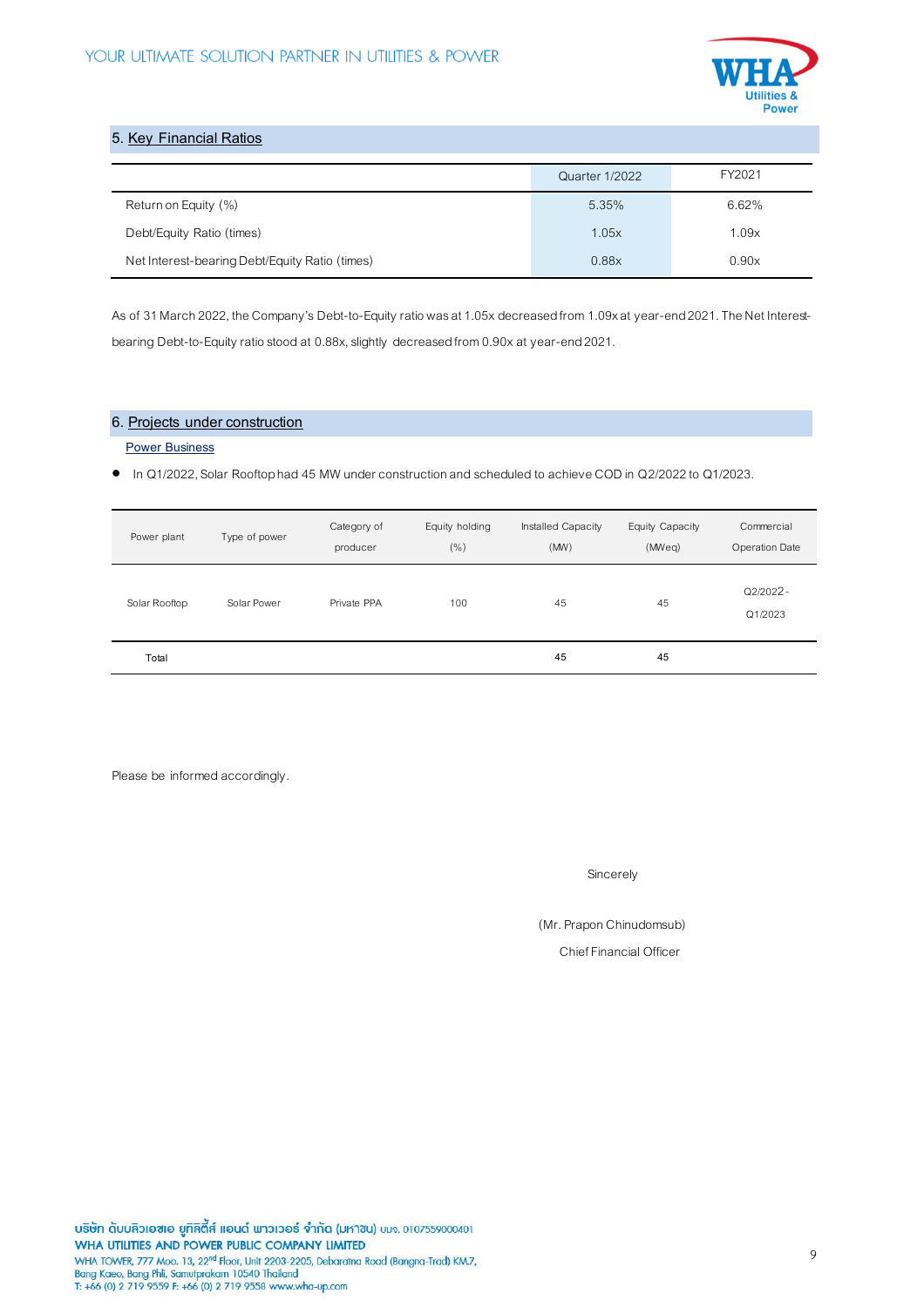## 5. Key Financial Ratios

| | Quarter 1/2022 | FY2021 |
|---|---|---|
| Return on Equity (%) | 5.35% | 6.62% |
| Debt/Equity Ratio (times) | 1.05x | 1.09x |
| Net Interest-bearing Debt/Equity Ratio (times) | 0.88x | 0.90x |

As of 31 March 2022, the Company's Debt-to-Equity ratio was at 1.05x decreased from 1.09x at year-end 2021. The Net Interest-bearing Debt-to-Equity ratio stood at 0.88x, slightly decreased from 0.90x at year-end 2021.

## 6. Projects under construction

Power Business

- In Q1/2022, Solar Rooftop had 45 MW under construction and scheduled to achieve COD in Q2/2022 to Q1/2023.

| Power plant | Type of power | Category of producer | Equity holding (%) | Installed Capacity (MW) | Equity Capacity (MWeq) | Commercial Operation Date |
|---|---|---|---|---|---|---|
| Solar Rooftop | Solar Power | Private PPA | 100 | 45 | 45 | Q2/2022 - Q1/2023 |
| Total | | | | 45 | 45 | |

Please be informed accordingly.

Sincerely

(Mr. Prapon Chinudomsub)

Chief Financial Officer

บริษัท ดับบลิวเอชเอ ยูทิลิตี้ส์ แอนด์ พาวเวอร์ จำกัด (มหาชน) บมจ. 0107559000401
WHA UTILITIES AND POWER PUBLIC COMPANY LIMITED
WHA TOWER, 777 Moo. 13, 22nd Floor, Unit 2203-2205, Debaratna Road (Bangna-Trad) KM.7, Bang Kaeo, Bang Phli, Samutprakarn 10540 Thailand
T: +66 (0) 2 719 9559 F: +66 (0) 2 719 9558 www.wha-up.com